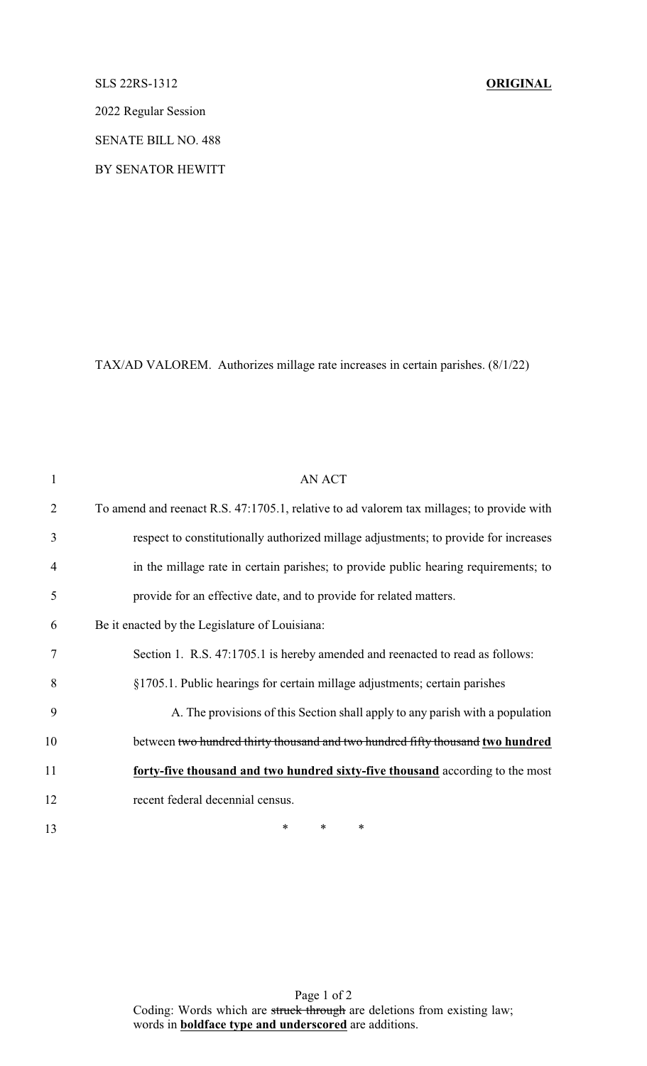SLS 22RS-1312 **ORIGINAL**

2022 Regular Session

SENATE BILL NO. 488

BY SENATOR HEWITT

TAX/AD VALOREM. Authorizes millage rate increases in certain parishes. (8/1/22)

AN ACT

To amend and reenact R.S. 47:1705.1, relative to ad valorem tax millages; to provide with respect to constitutionally authorized millage adjustments; to provide for increases in the millage rate in certain parishes; to provide public hearing requirements; to provide for an effective date, and to provide for related matters.

Be it enacted by the Legislature of Louisiana:

Section 1. R.S. 47:1705.1 is hereby amended and reenacted to read as follows:

§1705.1. Public hearings for certain millage adjustments; certain parishes

A. The provisions of this Section shall apply to any parish with a population between ~~two hundred thirty thousand and two hundred fifty thousand~~ **<u>two hundred forty-five thousand and two hundred sixty-five thousand</u>** according to the most recent federal decennial census.

\* \* \*

Coding: Words which are ~~struck through~~ are deletions from existing law; words in **<u>boldface type and underscored</u>** are additions.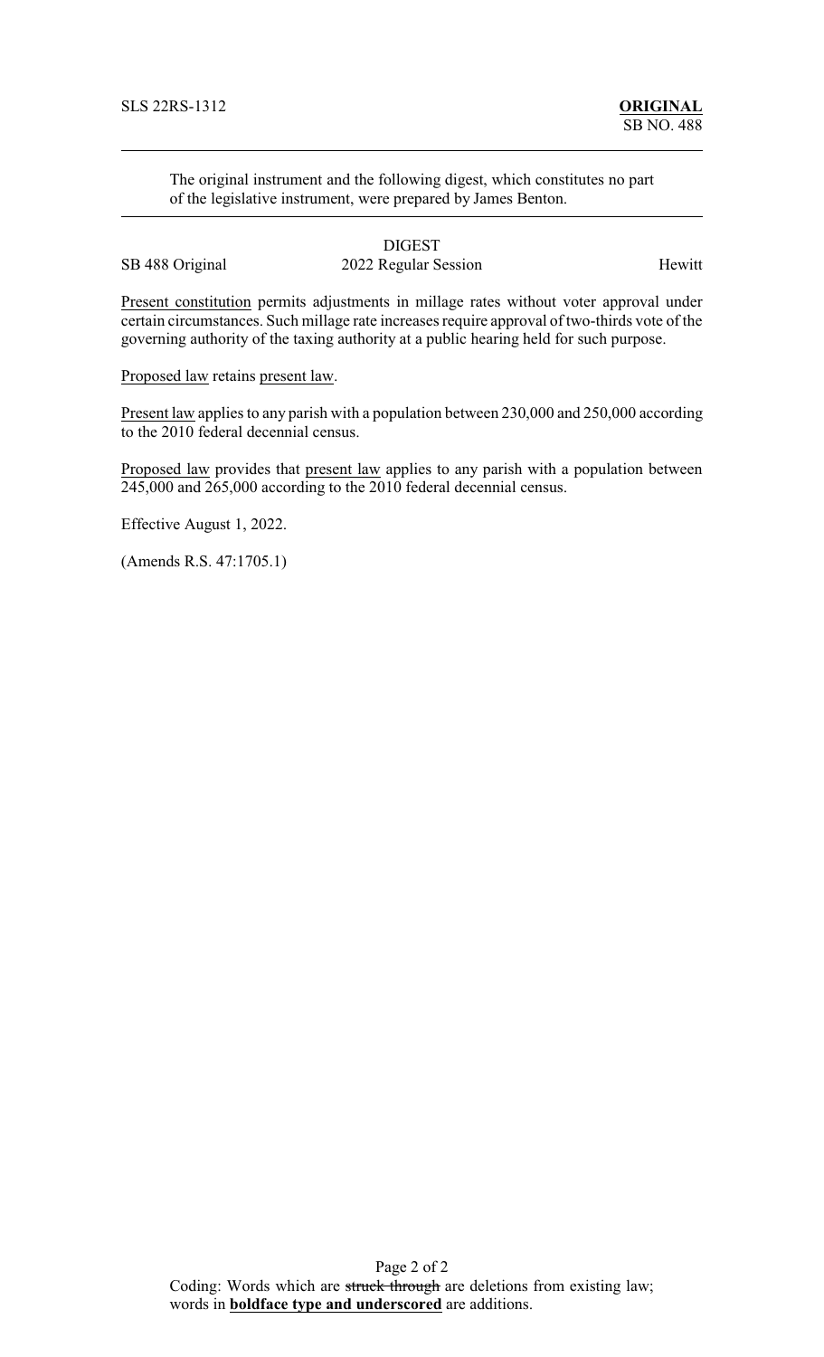The original instrument and the following digest, which constitutes no part of the legislative instrument, were prepared by James Benton.

DIGEST

SB 488 Original — 2022 Regular Session — Hewitt

Present constitution permits adjustments in millage rates without voter approval under certain circumstances. Such millage rate increases require approval of two-thirds vote of the governing authority of the taxing authority at a public hearing held for such purpose.

Proposed law retains present law.

Present law applies to any parish with a population between 230,000 and 250,000 according to the 2010 federal decennial census.

Proposed law provides that present law applies to any parish with a population between 245,000 and 265,000 according to the 2010 federal decennial census.

Effective August 1, 2022.

(Amends R.S. 47:1705.1)

Coding: Words which are ~~struck through~~ are deletions from existing law; words in **boldface type and underscored** are additions.